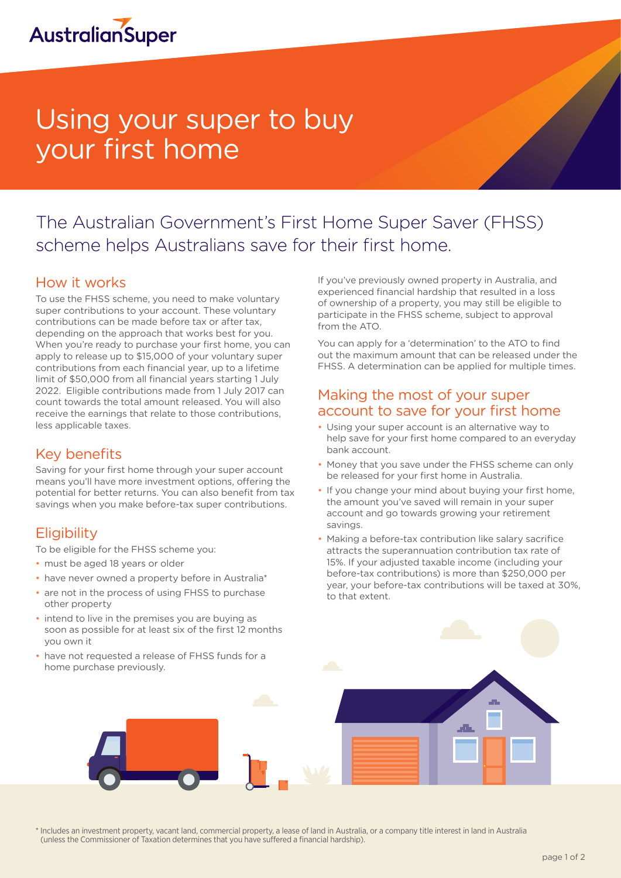# Using your super to buy your first home

## The Australian Government's First Home Super Saver (FHSS) scheme helps Australians save for their first home.

### How it works

To use the FHSS scheme, you need to make voluntary super contributions to your account. These voluntary contributions can be made before tax or after tax, depending on the approach that works best for you. When you're ready to purchase your first home, you can apply to release up to $15,000 of your voluntary super contributions from each financial year, up to a lifetime limit of $50,000 from all financial years starting 1 July 2022. Eligible contributions made from 1 July 2017 can count towards the total amount released. You will also receive the earnings that relate to those contributions, less applicable taxes.

### Key benefits

Saving for your first home through your super account means you'll have more investment options, offering the potential for better returns. You can also benefit from tax savings when you make before-tax super contributions.

### Eligibility

To be eligible for the FHSS scheme you:

- must be aged 18 years or older
- have never owned a property before in Australia*
- are not in the process of using FHSS to purchase other property
- intend to live in the premises you are buying as soon as possible for at least six of the first 12 months you own it
- have not requested a release of FHSS funds for a home purchase previously.

If you've previously owned property in Australia, and experienced financial hardship that resulted in a loss of ownership of a property, you may still be eligible to participate in the FHSS scheme, subject to approval from the ATO.

You can apply for a 'determination' to the ATO to find out the maximum amount that can be released under the FHSS. A determination can be applied for multiple times.

### Making the most of your super account to save for your first home

- Using your super account is an alternative way to help save for your first home compared to an everyday bank account.
- Money that you save under the FHSS scheme can only be released for your first home in Australia.
- If you change your mind about buying your first home, the amount you've saved will remain in your super account and go towards growing your retirement savings.
- Making a before-tax contribution like salary sacrifice attracts the superannuation contribution tax rate of 15%. If your adjusted taxable income (including your before-tax contributions) is more than $250,000 per year, your before-tax contributions will be taxed at 30%, to that extent.

\* Includes an investment property, vacant land, commercial property, a lease of land in Australia, or a company title interest in land in Australia (unless the Commissioner of Taxation determines that you have suffered a financial hardship).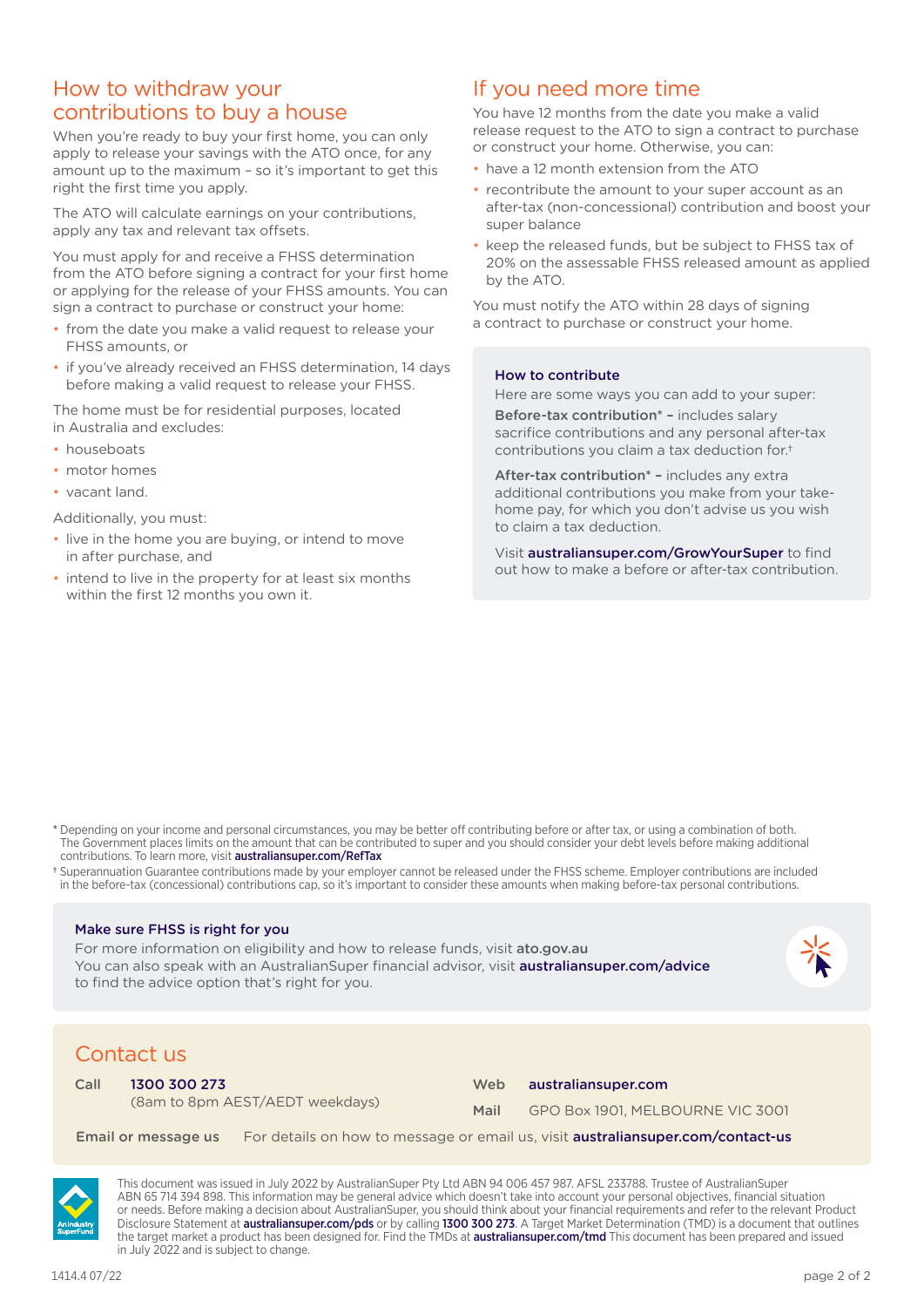## How to withdraw your contributions to buy a house

When you're ready to buy your first home, you can only apply to release your savings with the ATO once, for any amount up to the maximum – so it's important to get this right the first time you apply.

The ATO will calculate earnings on your contributions, apply any tax and relevant tax offsets.

You must apply for and receive a FHSS determination from the ATO before signing a contract for your first home or applying for the release of your FHSS amounts. You can sign a contract to purchase or construct your home:

- from the date you make a valid request to release your FHSS amounts, or
- if you've already received an FHSS determination, 14 days before making a valid request to release your FHSS.

The home must be for residential purposes, located in Australia and excludes:

- houseboats
- motor homes
- vacant land.

Additionally, you must:

- live in the home you are buying, or intend to move in after purchase, and
- intend to live in the property for at least six months within the first 12 months you own it.

## If you need more time

You have 12 months from the date you make a valid release request to the ATO to sign a contract to purchase or construct your home. Otherwise, you can:

- have a 12 month extension from the ATO
- recontribute the amount to your super account as an after-tax (non-concessional) contribution and boost your super balance
- keep the released funds, but be subject to FHSS tax of 20% on the assessable FHSS released amount as applied by the ATO.

You must notify the ATO within 28 days of signing a contract to purchase or construct your home.

### How to contribute

Here are some ways you can add to your super:

**Before-tax contribution*** – includes salary sacrifice contributions and any personal after-tax contributions you claim a tax deduction for.†

**After-tax contribution*** – includes any extra additional contributions you make from your take-home pay, for which you don't advise us you wish to claim a tax deduction.

Visit **australiansuper.com/GrowYourSuper** to find out how to make a before or after-tax contribution.

* Depending on your income and personal circumstances, you may be better off contributing before or after tax, or using a combination of both. The Government places limits on the amount that can be contributed to super and you should consider your debt levels before making additional contributions. To learn more, visit **australiansuper.com/RefTax**

† Superannuation Guarantee contributions made by your employer cannot be released under the FHSS scheme. Employer contributions are included in the before-tax (concessional) contributions cap, so it's important to consider these amounts when making before-tax personal contributions.

### Make sure FHSS is right for you

For more information on eligibility and how to release funds, visit **ato.gov.au**
You can also speak with an AustralianSuper financial advisor, visit **australiansuper.com/advice** to find the advice option that's right for you.

## Contact us

**Call** 1300 300 273 (8am to 8pm AEST/AEDT weekdays)

**Web** australiansuper.com

**Mail** GPO Box 1901, MELBOURNE VIC 3001

**Email or message us** For details on how to message or email us, visit **australiansuper.com/contact-us**

This document was issued in July 2022 by AustralianSuper Pty Ltd ABN 94 006 457 987, AFSL 233788, Trustee of AustralianSuper ABN 65 714 394 898. This information may be general advice which doesn't take into account your personal objectives, financial situation or needs. Before making a decision about AustralianSuper, you should think about your financial requirements and refer to the relevant Product Disclosure Statement at **australiansuper.com/pds** or by calling **1300 300 273**. A Target Market Determination (TMD) is a document that outlines the target market a product has been designed for. Find the TMDs at **australiansuper.com/tmd** This document has been prepared and issued in July 2022 and is subject to change.

1414.4 07/22